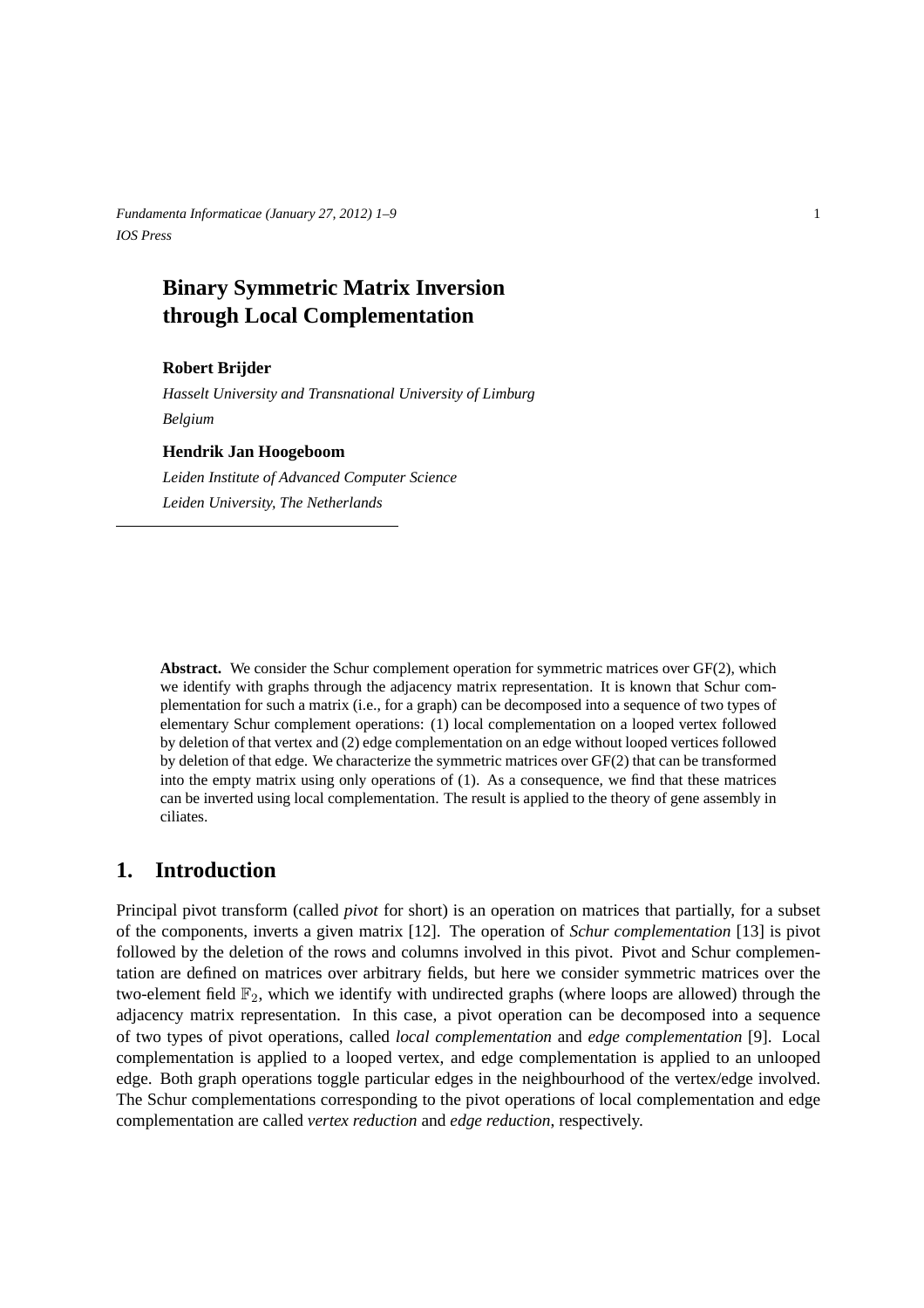# Binary Symmetric Matrix Inversion through Local Complementation

**Robert Brijder**

*Hasselt University and Transnational University of Limburg*
*Belgium*

**Hendrik Jan Hoogeboom**

*Leiden Institute of Advanced Computer Science*
*Leiden University, The Netherlands*

---

**Abstract.** We consider the Schur complement operation for symmetric matrices over GF(2), which we identify with graphs through the adjacency matrix representation. It is known that Schur complementation for such a matrix (i.e., for a graph) can be decomposed into a sequence of two types of elementary Schur complement operations: (1) local complementation on a looped vertex followed by deletion of that vertex and (2) edge complementation on an edge without looped vertices followed by deletion of that edge. We characterize the symmetric matrices over GF(2) that can be transformed into the empty matrix using only operations of (1). As a consequence, we find that these matrices can be inverted using local complementation. The result is applied to the theory of gene assembly in ciliates.

## 1. Introduction

Principal pivot transform (called *pivot* for short) is an operation on matrices that partially, for a subset of the components, inverts a given matrix [12]. The operation of *Schur complementation* [13] is pivot followed by the deletion of the rows and columns involved in this pivot. Pivot and Schur complementation are defined on matrices over arbitrary fields, but here we consider symmetric matrices over the two-element field $\mathbb{F}_2$, which we identify with undirected graphs (where loops are allowed) through the adjacency matrix representation. In this case, a pivot operation can be decomposed into a sequence of two types of pivot operations, called *local complementation* and *edge complementation* [9]. Local complementation is applied to a looped vertex, and edge complementation is applied to an unlooped edge. Both graph operations toggle particular edges in the neighbourhood of the vertex/edge involved. The Schur complementations corresponding to the pivot operations of local complementation and edge complementation are called *vertex reduction* and *edge reduction*, respectively.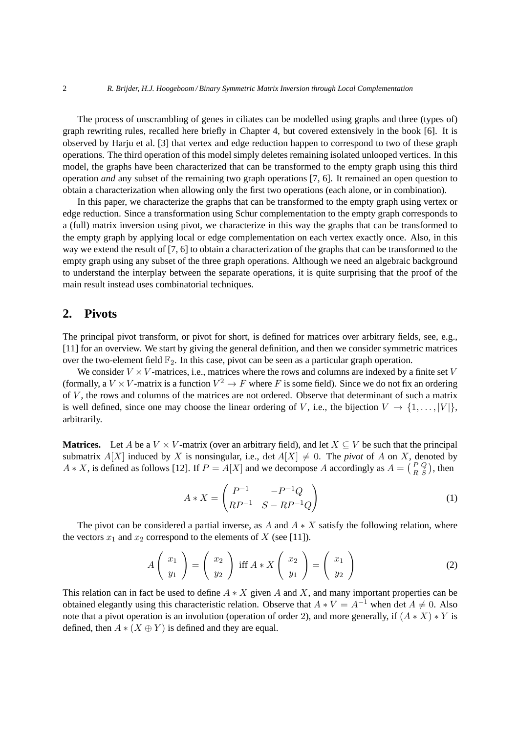The process of unscrambling of genes in ciliates can be modelled using graphs and three (types of) graph rewriting rules, recalled here briefly in Chapter 4, but covered extensively in the book [6]. It is observed by Harju et al. [3] that vertex and edge reduction happen to correspond to two of these graph operations. The third operation of this model simply deletes remaining isolated unlooped vertices. In this model, the graphs have been characterized that can be transformed to the empty graph using this third operation *and* any subset of the remaining two graph operations [7, 6]. It remained an open question to obtain a characterization when allowing only the first two operations (each alone, or in combination).

In this paper, we characterize the graphs that can be transformed to the empty graph using vertex or edge reduction. Since a transformation using Schur complementation to the empty graph corresponds to a (full) matrix inversion using pivot, we characterize in this way the graphs that can be transformed to the empty graph by applying local or edge complementation on each vertex exactly once. Also, in this way we extend the result of [7, 6] to obtain a characterization of the graphs that can be transformed to the empty graph using any subset of the three graph operations. Although we need an algebraic background to understand the interplay between the separate operations, it is quite surprising that the proof of the main result instead uses combinatorial techniques.

## 2. Pivots

The principal pivot transform, or pivot for short, is defined for matrices over arbitrary fields, see, e.g., [11] for an overview. We start by giving the general definition, and then we consider symmetric matrices over the two-element field $\mathbb{F}_2$. In this case, pivot can be seen as a particular graph operation.

We consider $V \times V$-matrices, i.e., matrices where the rows and columns are indexed by a finite set $V$ (formally, a $V \times V$-matrix is a function $V^2 \to F$ where $F$ is some field). Since we do not fix an ordering of $V$, the rows and columns of the matrices are not ordered. Observe that determinant of such a matrix is well defined, since one may choose the linear ordering of $V$, i.e., the bijection $V \to \{1, \dots, |V|\}$, arbitrarily.

**Matrices.** Let $A$ be a $V \times V$-matrix (over an arbitrary field), and let $X \subseteq V$ be such that the principal submatrix $A[X]$ induced by $X$ is nonsingular, i.e., $\det A[X] \neq 0$. The *pivot* of $A$ on $X$, denoted by $A * X$, is defined as follows [12]. If $P = A[X]$ and we decompose $A$ accordingly as $A = \left(\begin{smallmatrix} P & Q \\ R & S \end{smallmatrix}\right)$, then

$$A * X = \begin{pmatrix} P^{-1} & -P^{-1}Q \\ RP^{-1} & S - RP^{-1}Q \end{pmatrix} \tag{1}$$

The pivot can be considered a partial inverse, as $A$ and $A * X$ satisfy the following relation, where the vectors $x_1$ and $x_2$ correspond to the elements of $X$ (see [11]).

$$A \begin{pmatrix} x_1 \\ y_1 \end{pmatrix} = \begin{pmatrix} x_2 \\ y_2 \end{pmatrix} \text{ iff } A * X \begin{pmatrix} x_2 \\ y_1 \end{pmatrix} = \begin{pmatrix} x_1 \\ y_2 \end{pmatrix} \tag{2}$$

This relation can in fact be used to define $A * X$ given $A$ and $X$, and many important properties can be obtained elegantly using this characteristic relation. Observe that $A * V = A^{-1}$ when $\det A \neq 0$. Also note that a pivot operation is an involution (operation of order 2), and more generally, if $(A * X) * Y$ is defined, then $A * (X \oplus Y)$ is defined and they are equal.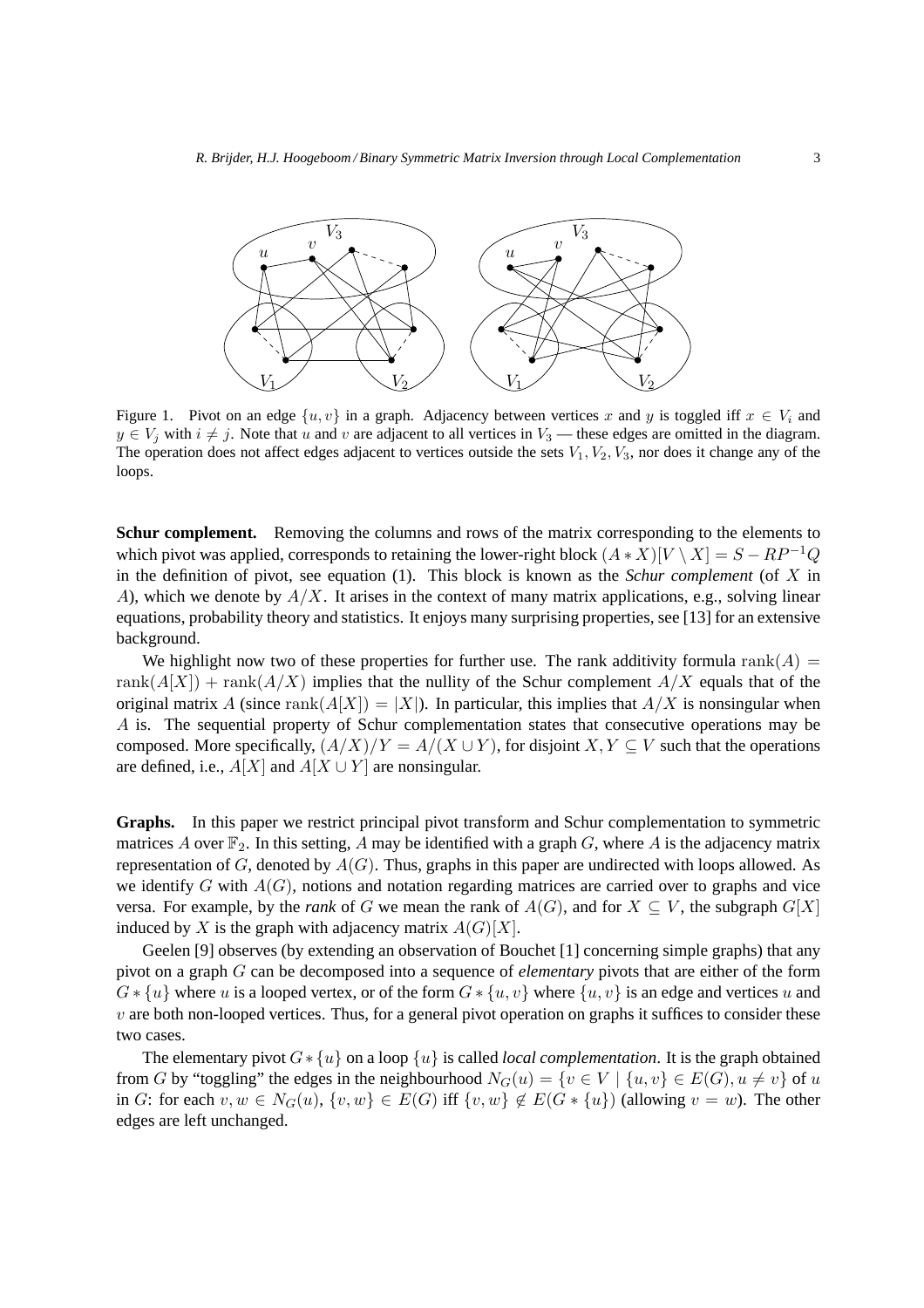Figure 1. Pivot on an edge $\{u,v\}$ in a graph. Adjacency between vertices $x$ and $y$ is toggled iff $x \in V_i$ and $y \in V_j$ with $i \neq j$. Note that $u$ and $v$ are adjacent to all vertices in $V_3$ — these edges are omitted in the diagram. The operation does not affect edges adjacent to vertices outside the sets $V_1, V_2, V_3$, nor does it change any of the loops.

**Schur complement.** Removing the columns and rows of the matrix corresponding to the elements to which pivot was applied, corresponds to retaining the lower-right block $(A * X)[V \setminus X] = S - RP^{-1}Q$ in the definition of pivot, see equation (1). This block is known as the *Schur complement* (of $X$ in $A$), which we denote by $A/X$. It arises in the context of many matrix applications, e.g., solving linear equations, probability theory and statistics. It enjoys many surprising properties, see [13] for an extensive background.

We highlight now two of these properties for further use. The rank additivity formula $\mathrm{rank}(A) = \mathrm{rank}(A[X]) + \mathrm{rank}(A/X)$ implies that the nullity of the Schur complement $A/X$ equals that of the original matrix $A$ (since $\mathrm{rank}(A[X]) = |X|$). In particular, this implies that $A/X$ is nonsingular when $A$ is. The sequential property of Schur complementation states that consecutive operations may be composed. More specifically, $(A/X)/Y = A/(X \cup Y)$, for disjoint $X, Y \subseteq V$ such that the operations are defined, i.e., $A[X]$ and $A[X \cup Y]$ are nonsingular.

**Graphs.** In this paper we restrict principal pivot transform and Schur complementation to symmetric matrices $A$ over $\mathbb{F}_2$. In this setting, $A$ may be identified with a graph $G$, where $A$ is the adjacency matrix representation of $G$, denoted by $A(G)$. Thus, graphs in this paper are undirected with loops allowed. As we identify $G$ with $A(G)$, notions and notation regarding matrices are carried over to graphs and vice versa. For example, by the *rank* of $G$ we mean the rank of $A(G)$, and for $X \subseteq V$, the subgraph $G[X]$ induced by $X$ is the graph with adjacency matrix $A(G)[X]$.

Geelen [9] observes (by extending an observation of Bouchet [1] concerning simple graphs) that any pivot on a graph $G$ can be decomposed into a sequence of *elementary* pivots that are either of the form $G * \{u\}$ where $u$ is a looped vertex, or of the form $G * \{u, v\}$ where $\{u, v\}$ is an edge and vertices $u$ and $v$ are both non-looped vertices. Thus, for a general pivot operation on graphs it suffices to consider these two cases.

The elementary pivot $G * \{u\}$ on a loop $\{u\}$ is called *local complementation*. It is the graph obtained from $G$ by "toggling" the edges in the neighbourhood $N_G(u) = \{v \in V \mid \{u, v\} \in E(G), u \neq v\}$ of $u$ in $G$: for each $v, w \in N_G(u)$, $\{v, w\} \in E(G)$ iff $\{v, w\} \notin E(G * \{u\})$ (allowing $v = w$). The other edges are left unchanged.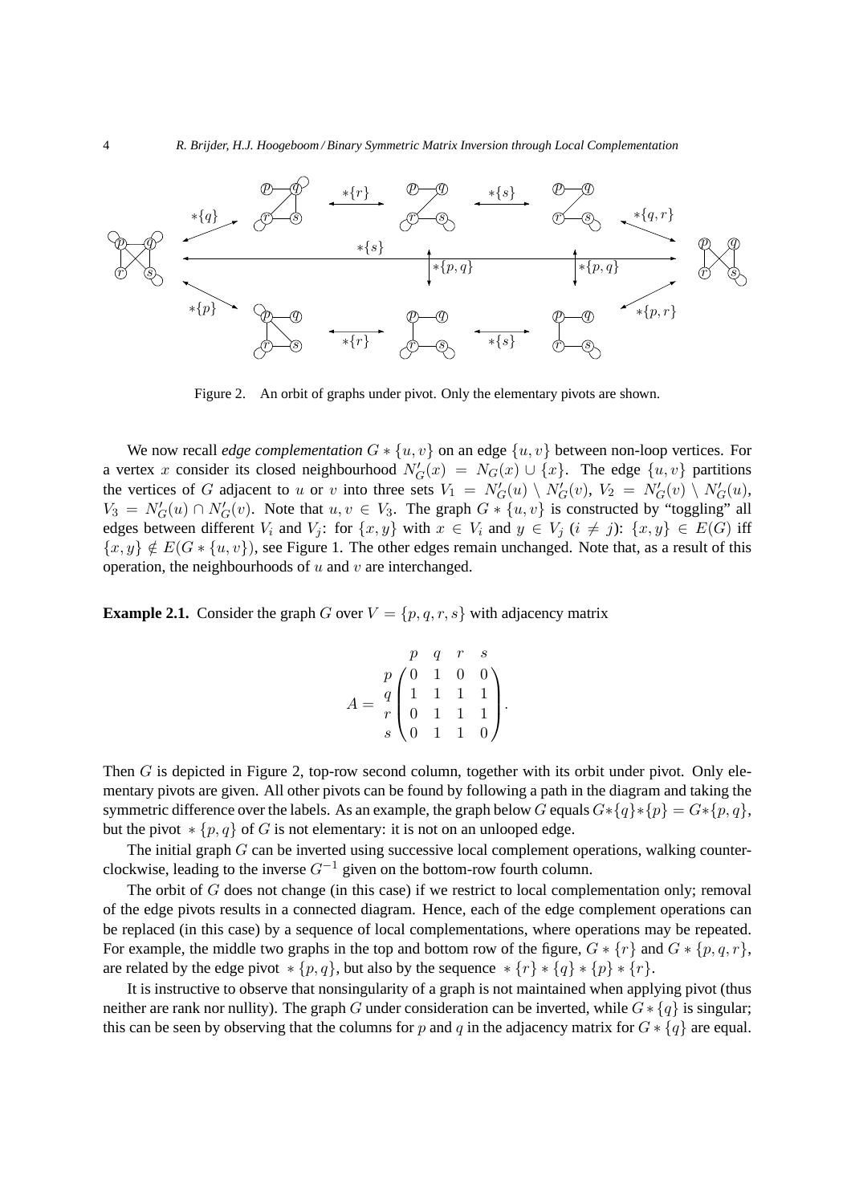Figure 2. An orbit of graphs under pivot. Only the elementary pivots are shown.

We now recall *edge complementation* $G * \{u, v\}$ on an edge $\{u, v\}$ between non-loop vertices. For a vertex $x$ consider its closed neighbourhood $N'_G(x) = N_G(x) \cup \{x\}$. The edge $\{u, v\}$ partitions the vertices of $G$ adjacent to $u$ or $v$ into three sets $V_1 = N'_G(u) \setminus N'_G(v)$, $V_2 = N'_G(v) \setminus N'_G(u)$, $V_3 = N'_G(u) \cap N'_G(v)$. Note that $u, v \in V_3$. The graph $G * \{u, v\}$ is constructed by "toggling" all edges between different $V_i$ and $V_j$: for $\{x, y\}$ with $x \in V_i$ and $y \in V_j$ ($i \neq j$): $\{x, y\} \in E(G)$ iff $\{x, y\} \notin E(G * \{u, v\})$, see Figure 1. The other edges remain unchanged. Note that, as a result of this operation, the neighbourhoods of $u$ and $v$ are interchanged.

**Example 2.1.** Consider the graph $G$ over $V = \{p, q, r, s\}$ with adjacency matrix

$$A = \begin{array}{c} \\ p \\ q \\ r \\ s \end{array} \begin{array}{c} \begin{array}{cccc} p & q & r & s \end{array} \\ \begin{pmatrix} 0 & 1 & 0 & 0 \\ 1 & 1 & 1 & 1 \\ 0 & 1 & 1 & 1 \\ 0 & 1 & 1 & 0 \end{pmatrix} \end{array}.$$

Then $G$ is depicted in Figure 2, top-row second column, together with its orbit under pivot. Only elementary pivots are given. All other pivots can be found by following a path in the diagram and taking the symmetric difference over the labels. As an example, the graph below $G$ equals $G*\{q\}*\{p\} = G*\{p, q\}$, but the pivot $*\{p, q\}$ of $G$ is not elementary: it is not on an unlooped edge.

The initial graph $G$ can be inverted using successive local complement operations, walking counter-clockwise, leading to the inverse $G^{-1}$ given on the bottom-row fourth column.

The orbit of $G$ does not change (in this case) if we restrict to local complementation only; removal of the edge pivots results in a connected diagram. Hence, each of the edge complement operations can be replaced (in this case) by a sequence of local complementations, where operations may be repeated. For example, the middle two graphs in the top and bottom row of the figure, $G * \{r\}$ and $G * \{p, q, r\}$, are related by the edge pivot $*\{p, q\}$, but also by the sequence $*\{r\} * \{q\} * \{p\} * \{r\}$.

It is instructive to observe that nonsingularity of a graph is not maintained when applying pivot (thus neither are rank nor nullity). The graph $G$ under consideration can be inverted, while $G * \{q\}$ is singular; this can be seen by observing that the columns for $p$ and $q$ in the adjacency matrix for $G * \{q\}$ are equal.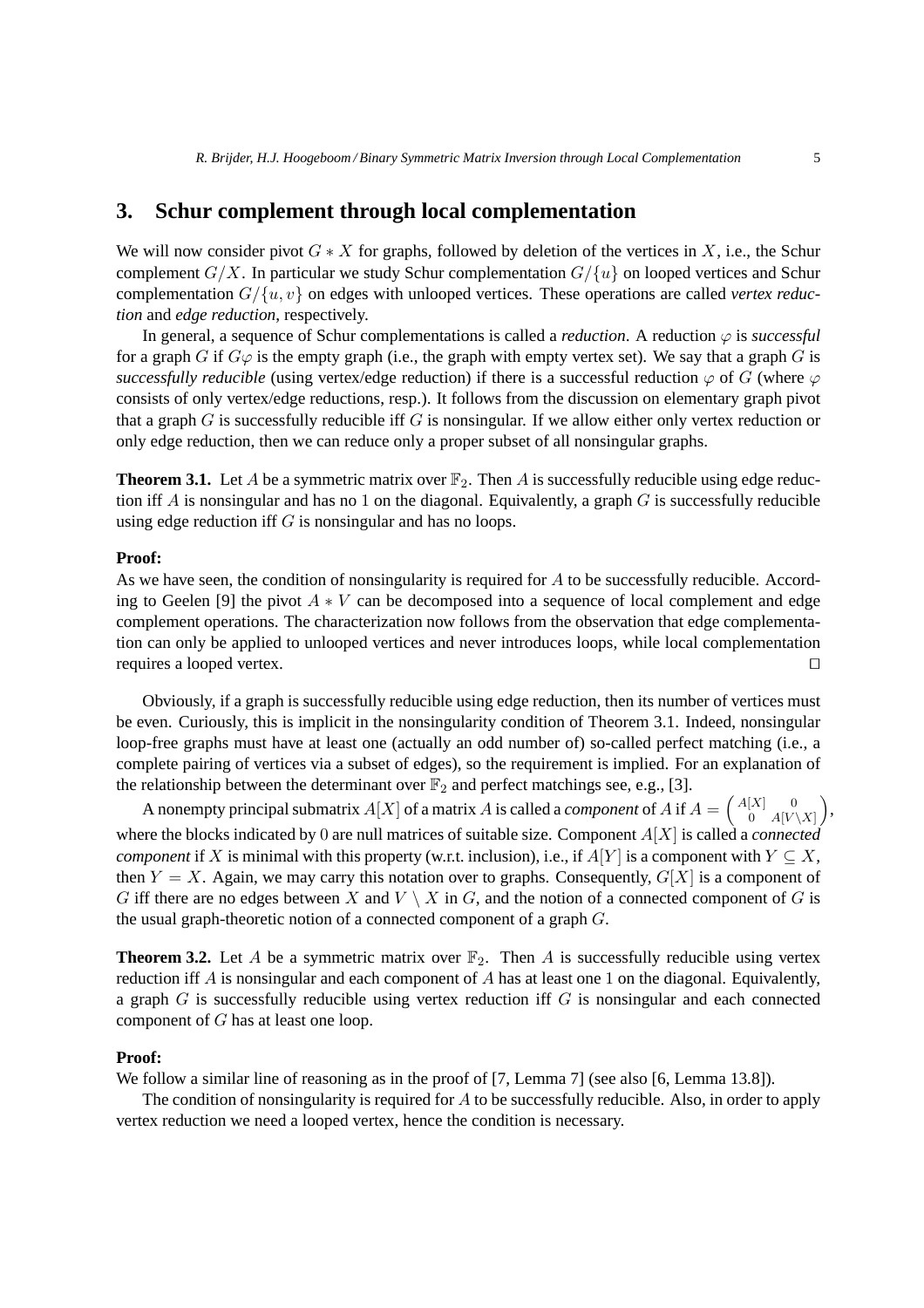## 3. Schur complement through local complementation

We will now consider pivot $G * X$ for graphs, followed by deletion of the vertices in $X$, i.e., the Schur complement $G/X$. In particular we study Schur complementation $G/\{u\}$ on looped vertices and Schur complementation $G/\{u,v\}$ on edges with unlooped vertices. These operations are called *vertex reduction* and *edge reduction*, respectively.

In general, a sequence of Schur complementations is called a *reduction*. A reduction $\varphi$ is *successful* for a graph $G$ if $G\varphi$ is the empty graph (i.e., the graph with empty vertex set). We say that a graph $G$ is *successfully reducible* (using vertex/edge reduction) if there is a successful reduction $\varphi$ of $G$ (where $\varphi$ consists of only vertex/edge reductions, resp.). It follows from the discussion on elementary graph pivot that a graph $G$ is successfully reducible iff $G$ is nonsingular. If we allow either only vertex reduction or only edge reduction, then we can reduce only a proper subset of all nonsingular graphs.

**Theorem 3.1.** Let $A$ be a symmetric matrix over $\mathbb{F}_2$. Then $A$ is successfully reducible using edge reduction iff $A$ is nonsingular and has no 1 on the diagonal. Equivalently, a graph $G$ is successfully reducible using edge reduction iff $G$ is nonsingular and has no loops.

**Proof:**
As we have seen, the condition of nonsingularity is required for $A$ to be successfully reducible. According to Geelen [9] the pivot $A * V$ can be decomposed into a sequence of local complement and edge complement operations. The characterization now follows from the observation that edge complementation can only be applied to unlooped vertices and never introduces loops, while local complementation requires a looped vertex. □

Obviously, if a graph is successfully reducible using edge reduction, then its number of vertices must be even. Curiously, this is implicit in the nonsingularity condition of Theorem 3.1. Indeed, nonsingular loop-free graphs must have at least one (actually an odd number of) so-called perfect matching (i.e., a complete pairing of vertices via a subset of edges), so the requirement is implied. For an explanation of the relationship between the determinant over $\mathbb{F}_2$ and perfect matchings see, e.g., [3].

A nonempty principal submatrix $A[X]$ of a matrix $A$ is called a *component* of $A$ if $A = \begin{pmatrix} A[X] & 0 \\ 0 & A[V \setminus X] \end{pmatrix}$, where the blocks indicated by 0 are null matrices of suitable size. Component $A[X]$ is called a *connected component* if $X$ is minimal with this property (w.r.t. inclusion), i.e., if $A[Y]$ is a component with $Y \subseteq X$, then $Y = X$. Again, we may carry this notation over to graphs. Consequently, $G[X]$ is a component of $G$ iff there are no edges between $X$ and $V \setminus X$ in $G$, and the notion of a connected component of $G$ is the usual graph-theoretic notion of a connected component of a graph $G$.

**Theorem 3.2.** Let $A$ be a symmetric matrix over $\mathbb{F}_2$. Then $A$ is successfully reducible using vertex reduction iff $A$ is nonsingular and each component of $A$ has at least one 1 on the diagonal. Equivalently, a graph $G$ is successfully reducible using vertex reduction iff $G$ is nonsingular and each connected component of $G$ has at least one loop.

**Proof:**
We follow a similar line of reasoning as in the proof of [7, Lemma 7] (see also [6, Lemma 13.8]).

The condition of nonsingularity is required for $A$ to be successfully reducible. Also, in order to apply vertex reduction we need a looped vertex, hence the condition is necessary.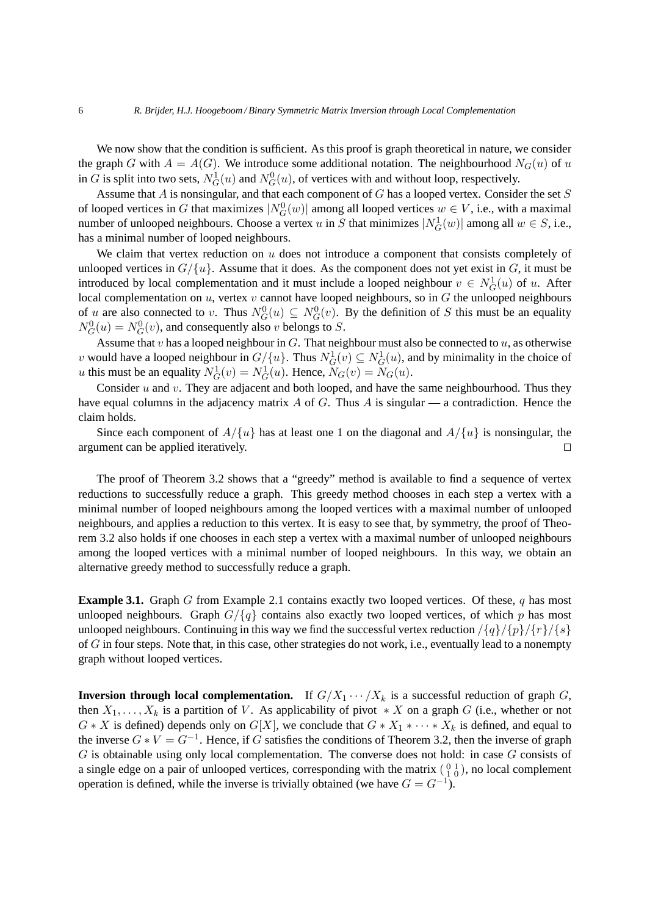We now show that the condition is sufficient. As this proof is graph theoretical in nature, we consider the graph $G$ with $A = A(G)$. We introduce some additional notation. The neighbourhood $N_G(u)$ of $u$ in $G$ is split into two sets, $N^1_G(u)$ and $N^0_G(u)$, of vertices with and without loop, respectively.

Assume that $A$ is nonsingular, and that each component of $G$ has a looped vertex. Consider the set $S$ of looped vertices in $G$ that maximizes $|N^0_G(w)|$ among all looped vertices $w \in V$, i.e., with a maximal number of unlooped neighbours. Choose a vertex $u$ in $S$ that minimizes $|N^1_G(w)|$ among all $w \in S$, i.e., has a minimal number of looped neighbours.

We claim that vertex reduction on $u$ does not introduce a component that consists completely of unlooped vertices in $G/\{u\}$. Assume that it does. As the component does not yet exist in $G$, it must be introduced by local complementation and it must include a looped neighbour $v \in N^1_G(u)$ of $u$. After local complementation on $u$, vertex $v$ cannot have looped neighbours, so in $G$ the unlooped neighbours of $u$ are also connected to $v$. Thus $N^0_G(u) \subseteq N^0_G(v)$. By the definition of $S$ this must be an equality $N^0_G(u) = N^0_G(v)$, and consequently also $v$ belongs to $S$.

Assume that $v$ has a looped neighbour in $G$. That neighbour must also be connected to $u$, as otherwise $v$ would have a looped neighbour in $G/\{u\}$. Thus $N^1_G(v) \subseteq N^1_G(u)$, and by minimality in the choice of $u$ this must be an equality $N^1_G(v) = N^1_G(u)$. Hence, $N_G(v) = N_G(u)$.

Consider $u$ and $v$. They are adjacent and both looped, and have the same neighbourhood. Thus they have equal columns in the adjacency matrix $A$ of $G$. Thus $A$ is singular — a contradiction. Hence the claim holds.

Since each component of $A/\{u\}$ has at least one 1 on the diagonal and $A/\{u\}$ is nonsingular, the argument can be applied iteratively. □

The proof of Theorem 3.2 shows that a "greedy" method is available to find a sequence of vertex reductions to successfully reduce a graph. This greedy method chooses in each step a vertex with a minimal number of looped neighbours among the looped vertices with a maximal number of unlooped neighbours, and applies a reduction to this vertex. It is easy to see that, by symmetry, the proof of Theorem 3.2 also holds if one chooses in each step a vertex with a maximal number of unlooped neighbours among the looped vertices with a minimal number of looped neighbours. In this way, we obtain an alternative greedy method to successfully reduce a graph.

**Example 3.1.** Graph $G$ from Example 2.1 contains exactly two looped vertices. Of these, $q$ has most unlooped neighbours. Graph $G/\{q\}$ contains also exactly two looped vertices, of which $p$ has most unlooped neighbours. Continuing in this way we find the successful vertex reduction $/\{q\}/\{p\}/\{r\}/\{s\}$ of $G$ in four steps. Note that, in this case, other strategies do not work, i.e., eventually lead to a nonempty graph without looped vertices.

**Inversion through local complementation.** If $G/X_1 \cdots /X_k$ is a successful reduction of graph $G$, then $X_1, \ldots, X_k$ is a partition of $V$. As applicability of pivot $*X$ on a graph $G$ (i.e., whether or not $G * X$ is defined) depends only on $G[X]$, we conclude that $G * X_1 * \cdots * X_k$ is defined, and equal to the inverse $G * V = G^{-1}$. Hence, if $G$ satisfies the conditions of Theorem 3.2, then the inverse of graph $G$ is obtainable using only local complementation. The converse does not hold: in case $G$ consists of a single edge on a pair of unlooped vertices, corresponding with the matrix $\left(\begin{smallmatrix} 0 & 1 \\ 1 & 0 \end{smallmatrix}\right)$, no local complement operation is defined, while the inverse is trivially obtained (we have $G = G^{-1}$).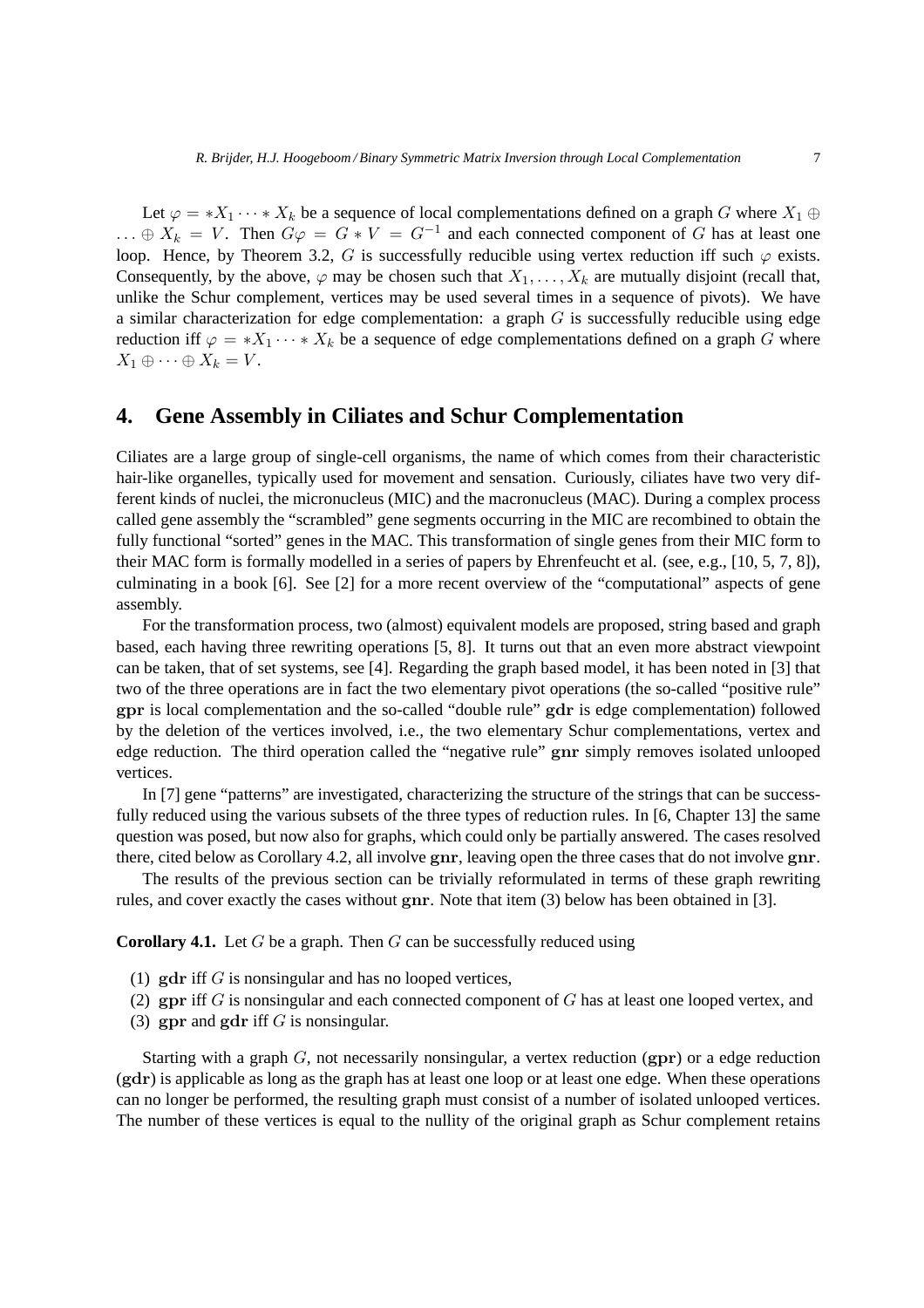Let $\varphi = *X_1 \cdots * X_k$ be a sequence of local complementations defined on a graph $G$ where $X_1 \oplus \ldots \oplus X_k = V$. Then $G\varphi = G * V = G^{-1}$ and each connected component of $G$ has at least one loop. Hence, by Theorem 3.2, $G$ is successfully reducible using vertex reduction iff such $\varphi$ exists. Consequently, by the above, $\varphi$ may be chosen such that $X_1, \ldots, X_k$ are mutually disjoint (recall that, unlike the Schur complement, vertices may be used several times in a sequence of pivots). We have a similar characterization for edge complementation: a graph $G$ is successfully reducible using edge reduction iff $\varphi = *X_1 \cdots * X_k$ be a sequence of edge complementations defined on a graph $G$ where $X_1 \oplus \cdots \oplus X_k = V$.

## 4. Gene Assembly in Ciliates and Schur Complementation

Ciliates are a large group of single-cell organisms, the name of which comes from their characteristic hair-like organelles, typically used for movement and sensation. Curiously, ciliates have two very different kinds of nuclei, the micronucleus (MIC) and the macronucleus (MAC). During a complex process called gene assembly the "scrambled" gene segments occurring in the MIC are recombined to obtain the fully functional "sorted" genes in the MAC. This transformation of single genes from their MIC form to their MAC form is formally modelled in a series of papers by Ehrenfeucht et al. (see, e.g., [10, 5, 7, 8]), culminating in a book [6]. See [2] for a more recent overview of the "computational" aspects of gene assembly.

For the transformation process, two (almost) equivalent models are proposed, string based and graph based, each having three rewriting operations [5, 8]. It turns out that an even more abstract viewpoint can be taken, that of set systems, see [4]. Regarding the graph based model, it has been noted in [3] that two of the three operations are in fact the two elementary pivot operations (the so-called "positive rule" **gpr** is local complementation and the so-called "double rule" **gdr** is edge complementation) followed by the deletion of the vertices involved, i.e., the two elementary Schur complementations, vertex and edge reduction. The third operation called the "negative rule" **gnr** simply removes isolated unlooped vertices.

In [7] gene "patterns" are investigated, characterizing the structure of the strings that can be successfully reduced using the various subsets of the three types of reduction rules. In [6, Chapter 13] the same question was posed, but now also for graphs, which could only be partially answered. The cases resolved there, cited below as Corollary 4.2, all involve **gnr**, leaving open the three cases that do not involve **gnr**.

The results of the previous section can be trivially reformulated in terms of these graph rewriting rules, and cover exactly the cases without **gnr**. Note that item (3) below has been obtained in [3].

**Corollary 4.1.** Let $G$ be a graph. Then $G$ can be successfully reduced using

1. **gdr** iff $G$ is nonsingular and has no looped vertices,
2. **gpr** iff $G$ is nonsingular and each connected component of $G$ has at least one looped vertex, and
3. **gpr** and **gdr** iff $G$ is nonsingular.

Starting with a graph $G$, not necessarily nonsingular, a vertex reduction (**gpr**) or a edge reduction (**gdr**) is applicable as long as the graph has at least one loop or at least one edge. When these operations can no longer be performed, the resulting graph must consist of a number of isolated unlooped vertices. The number of these vertices is equal to the nullity of the original graph as Schur complement retains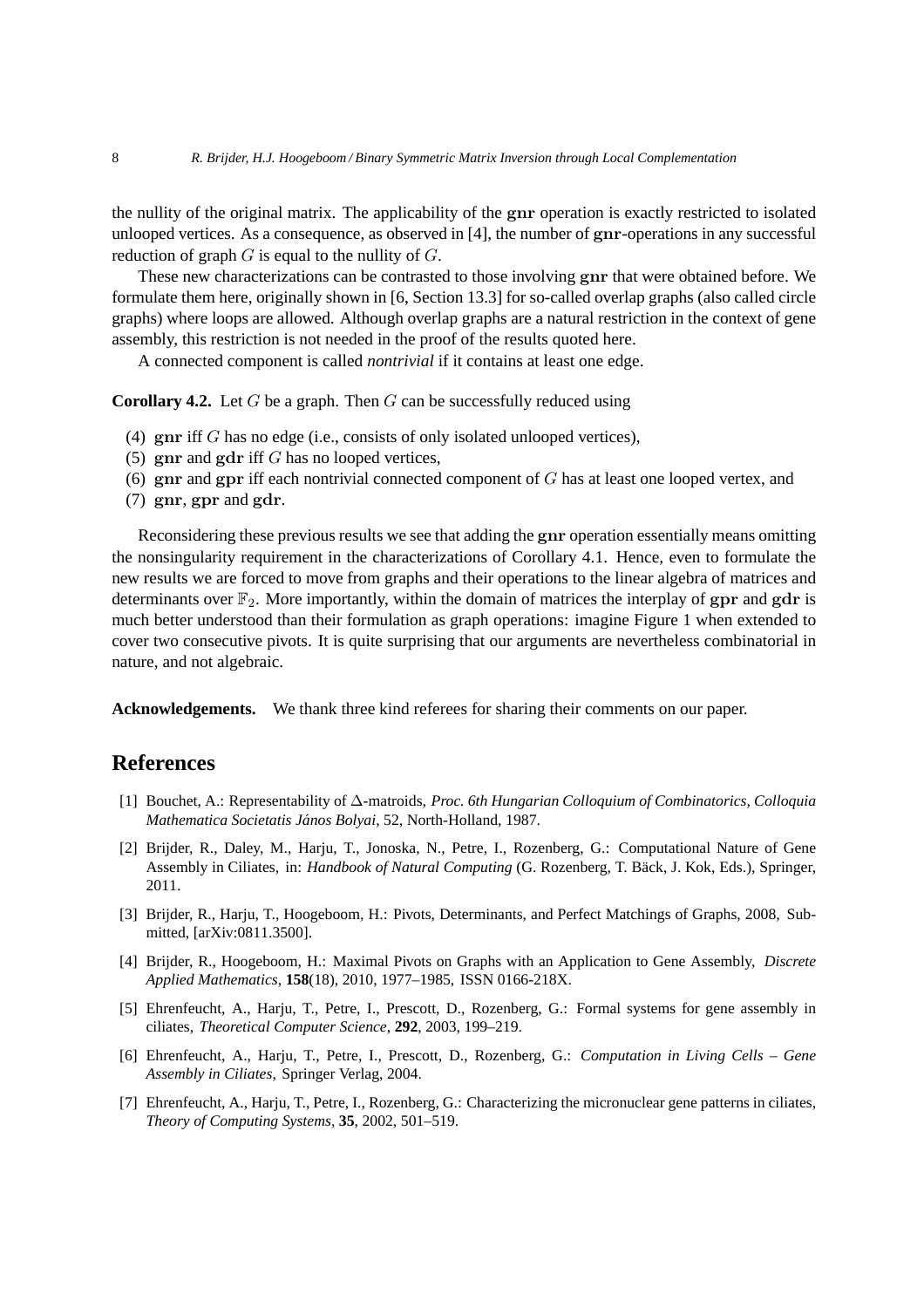the nullity of the original matrix. The applicability of the $\mathbf{gnr}$ operation is exactly restricted to isolated unlooped vertices. As a consequence, as observed in [4], the number of $\mathbf{gnr}$-operations in any successful reduction of graph $G$ is equal to the nullity of $G$.

These new characterizations can be contrasted to those involving $\mathbf{gnr}$ that were obtained before. We formulate them here, originally shown in [6, Section 13.3] for so-called overlap graphs (also called circle graphs) where loops are allowed. Although overlap graphs are a natural restriction in the context of gene assembly, this restriction is not needed in the proof of the results quoted here.

A connected component is called *nontrivial* if it contains at least one edge.

**Corollary 4.2.** Let $G$ be a graph. Then $G$ can be successfully reduced using

(4) $\mathbf{gnr}$ iff $G$ has no edge (i.e., consists of only isolated unlooped vertices),
(5) $\mathbf{gnr}$ and $\mathbf{gdr}$ iff $G$ has no looped vertices,
(6) $\mathbf{gnr}$ and $\mathbf{gpr}$ iff each nontrivial connected component of $G$ has at least one looped vertex, and
(7) $\mathbf{gnr}$, $\mathbf{gpr}$ and $\mathbf{gdr}$.

Reconsidering these previous results we see that adding the $\mathbf{gnr}$ operation essentially means omitting the nonsingularity requirement in the characterizations of Corollary 4.1. Hence, even to formulate the new results we are forced to move from graphs and their operations to the linear algebra of matrices and determinants over $\mathbb{F}_2$. More importantly, within the domain of matrices the interplay of $\mathbf{gpr}$ and $\mathbf{gdr}$ is much better understood than their formulation as graph operations: imagine Figure 1 when extended to cover two consecutive pivots. It is quite surprising that our arguments are nevertheless combinatorial in nature, and not algebraic.

**Acknowledgements.** We thank three kind referees for sharing their comments on our paper.

## References

[1] Bouchet, A.: Representability of $\Delta$-matroids, *Proc. 6th Hungarian Colloquium of Combinatorics, Colloquia Mathematica Societatis János Bolyai*, 52, North-Holland, 1987.

[2] Brijder, R., Daley, M., Harju, T., Jonoska, N., Petre, I., Rozenberg, G.: Computational Nature of Gene Assembly in Ciliates, in: *Handbook of Natural Computing* (G. Rozenberg, T. Bäck, J. Kok, Eds.), Springer, 2011.

[3] Brijder, R., Harju, T., Hoogeboom, H.: Pivots, Determinants, and Perfect Matchings of Graphs, 2008, Submitted, [arXiv:0811.3500].

[4] Brijder, R., Hoogeboom, H.: Maximal Pivots on Graphs with an Application to Gene Assembly, *Discrete Applied Mathematics*, **158**(18), 2010, 1977–1985, ISSN 0166-218X.

[5] Ehrenfeucht, A., Harju, T., Petre, I., Prescott, D., Rozenberg, G.: Formal systems for gene assembly in ciliates, *Theoretical Computer Science*, **292**, 2003, 199–219.

[6] Ehrenfeucht, A., Harju, T., Petre, I., Prescott, D., Rozenberg, G.: *Computation in Living Cells – Gene Assembly in Ciliates*, Springer Verlag, 2004.

[7] Ehrenfeucht, A., Harju, T., Petre, I., Rozenberg, G.: Characterizing the micronuclear gene patterns in ciliates, *Theory of Computing Systems*, **35**, 2002, 501–519.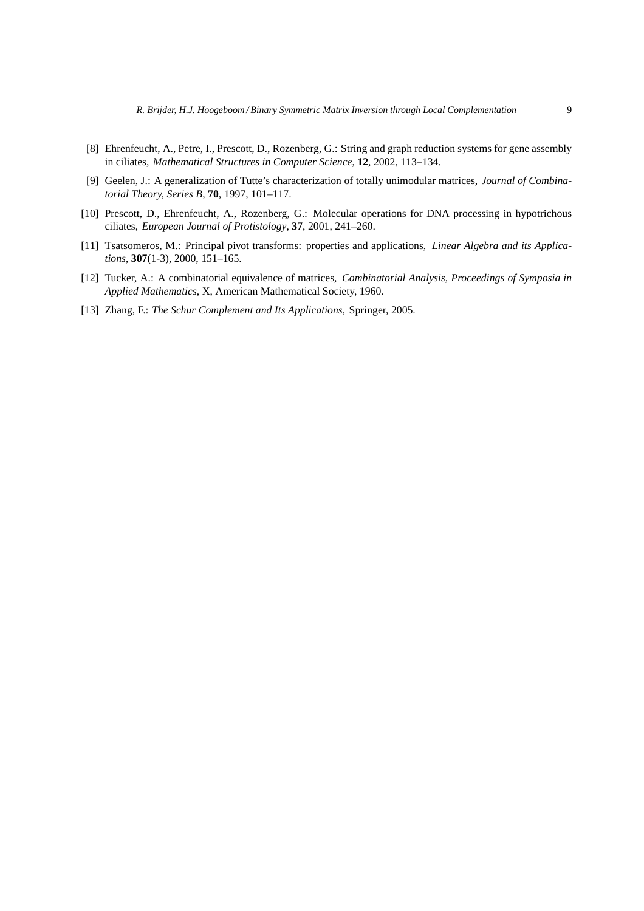[8] Ehrenfeucht, A., Petre, I., Prescott, D., Rozenberg, G.: String and graph reduction systems for gene assembly in ciliates, *Mathematical Structures in Computer Science*, **12**, 2002, 113–134.

[9] Geelen, J.: A generalization of Tutte's characterization of totally unimodular matrices, *Journal of Combinatorial Theory, Series B*, **70**, 1997, 101–117.

[10] Prescott, D., Ehrenfeucht, A., Rozenberg, G.: Molecular operations for DNA processing in hypotrichous ciliates, *European Journal of Protistology*, **37**, 2001, 241–260.

[11] Tsatsomeros, M.: Principal pivot transforms: properties and applications, *Linear Algebra and its Applications*, **307**(1-3), 2000, 151–165.

[12] Tucker, A.: A combinatorial equivalence of matrices, *Combinatorial Analysis, Proceedings of Symposia in Applied Mathematics*, X, American Mathematical Society, 1960.

[13] Zhang, F.: *The Schur Complement and Its Applications*, Springer, 2005.